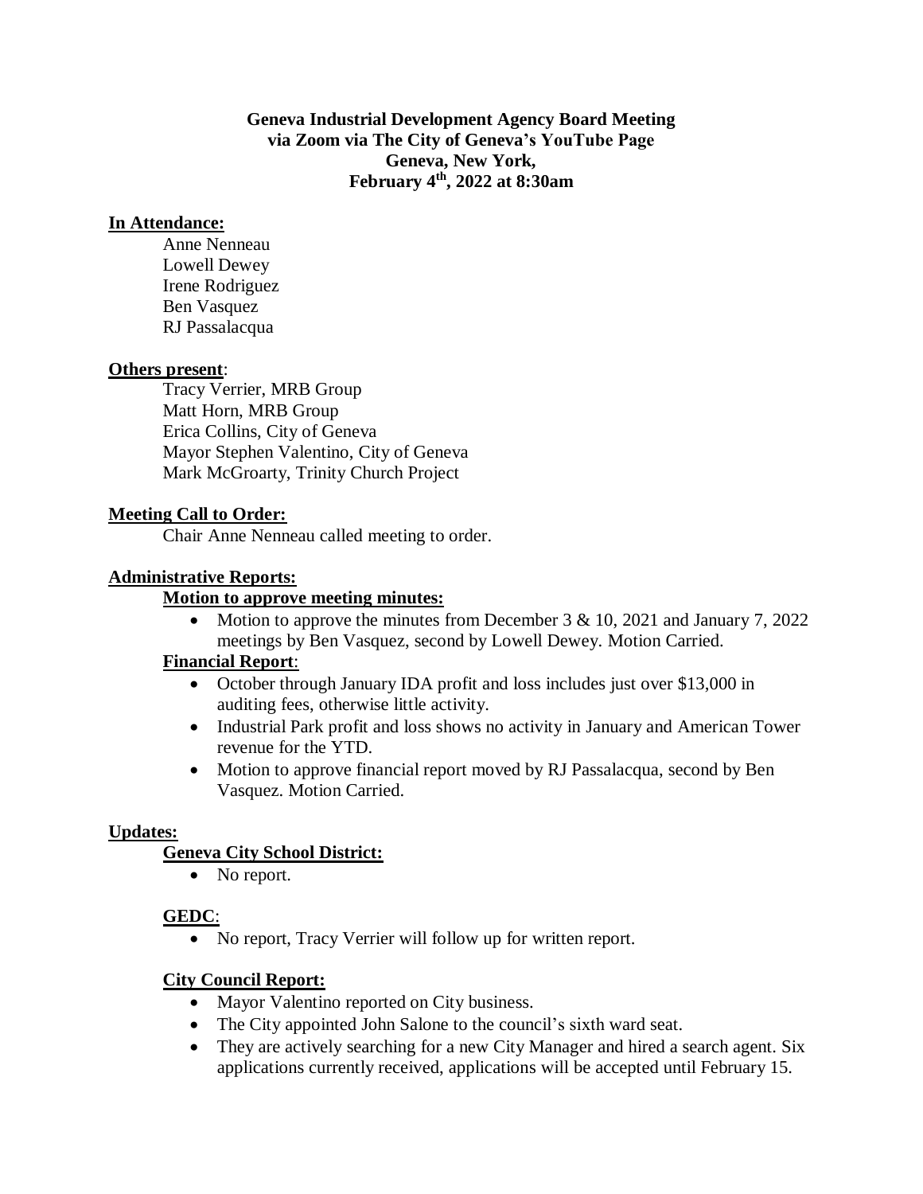**Geneva Industrial Development Agency Board Meeting**
**via Zoom via The City of Geneva's YouTube Page**
**Geneva, New York,**
**February 4th, 2022 at 8:30am**

**In Attendance:**

Anne Nenneau
Lowell Dewey
Irene Rodriguez
Ben Vasquez
RJ Passalacqua

**Others present**:

Tracy Verrier, MRB Group
Matt Horn, MRB Group
Erica Collins, City of Geneva
Mayor Stephen Valentino, City of Geneva
Mark McGroarty, Trinity Church Project

**Meeting Call to Order:**

Chair Anne Nenneau called meeting to order.

**Administrative Reports:**

**Motion to approve meeting minutes:**

- Motion to approve the minutes from December 3 & 10, 2021 and January 7, 2022 meetings by Ben Vasquez, second by Lowell Dewey. Motion Carried.

**Financial Report**:

- October through January IDA profit and loss includes just over $13,000 in auditing fees, otherwise little activity.
- Industrial Park profit and loss shows no activity in January and American Tower revenue for the YTD.
- Motion to approve financial report moved by RJ Passalacqua, second by Ben Vasquez. Motion Carried.

**Updates:**

**Geneva City School District:**

- No report.

**GEDC**:

- No report, Tracy Verrier will follow up for written report.

**City Council Report:**

- Mayor Valentino reported on City business.
- The City appointed John Salone to the council's sixth ward seat.
- They are actively searching for a new City Manager and hired a search agent. Six applications currently received, applications will be accepted until February 15.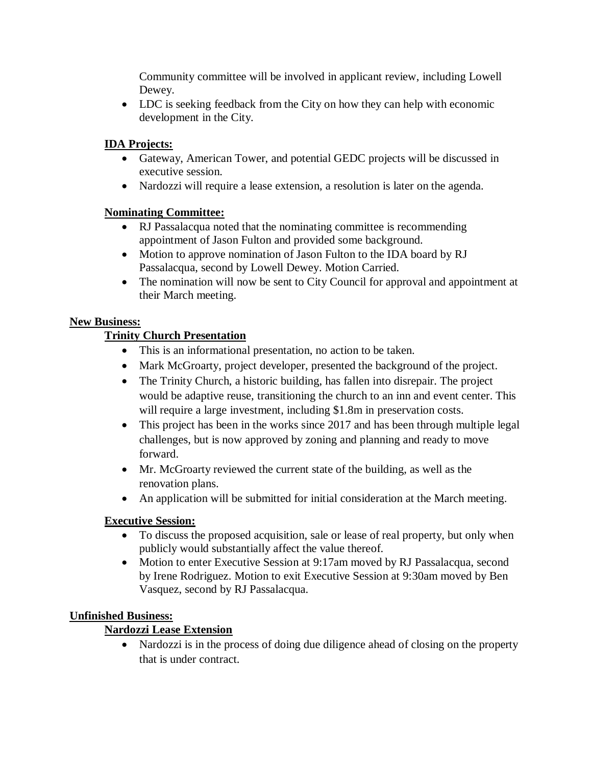Community committee will be involved in applicant review, including Lowell Dewey.

- LDC is seeking feedback from the City on how they can help with economic development in the City.

**IDA Projects:**

- Gateway, American Tower, and potential GEDC projects will be discussed in executive session.
- Nardozzi will require a lease extension, a resolution is later on the agenda.

**Nominating Committee:**

- RJ Passalacqua noted that the nominating committee is recommending appointment of Jason Fulton and provided some background.
- Motion to approve nomination of Jason Fulton to the IDA board by RJ Passalacqua, second by Lowell Dewey. Motion Carried.
- The nomination will now be sent to City Council for approval and appointment at their March meeting.

**New Business:**

**Trinity Church Presentation**

- This is an informational presentation, no action to be taken.
- Mark McGroarty, project developer, presented the background of the project.
- The Trinity Church, a historic building, has fallen into disrepair. The project would be adaptive reuse, transitioning the church to an inn and event center. This will require a large investment, including $1.8m in preservation costs.
- This project has been in the works since 2017 and has been through multiple legal challenges, but is now approved by zoning and planning and ready to move forward.
- Mr. McGroarty reviewed the current state of the building, as well as the renovation plans.
- An application will be submitted for initial consideration at the March meeting.

**Executive Session:**

- To discuss the proposed acquisition, sale or lease of real property, but only when publicly would substantially affect the value thereof.
- Motion to enter Executive Session at 9:17am moved by RJ Passalacqua, second by Irene Rodriguez. Motion to exit Executive Session at 9:30am moved by Ben Vasquez, second by RJ Passalacqua.

**Unfinished Business:**

**Nardozzi Lease Extension**

- Nardozzi is in the process of doing due diligence ahead of closing on the property that is under contract.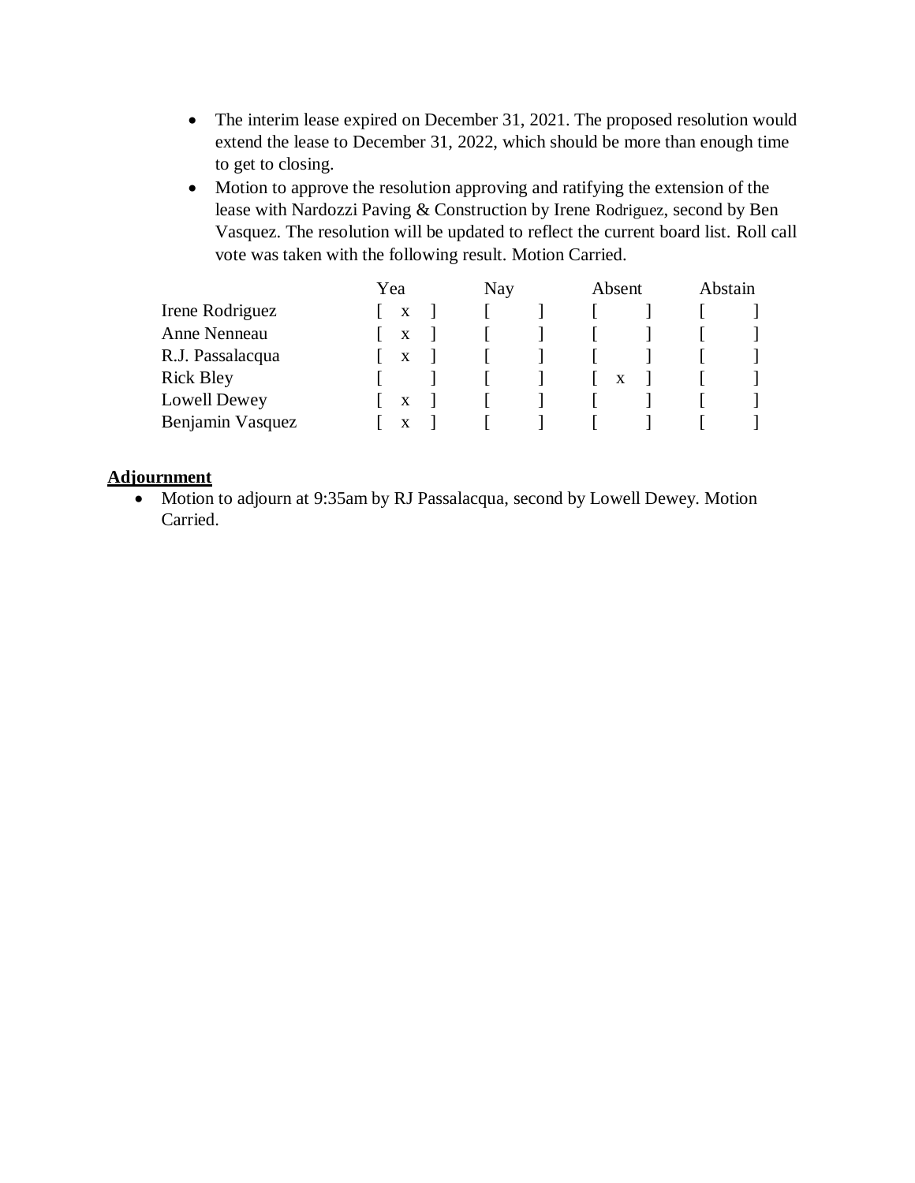- The interim lease expired on December 31, 2021. The proposed resolution would extend the lease to December 31, 2022, which should be more than enough time to get to closing.
- Motion to approve the resolution approving and ratifying the extension of the lease with Nardozzi Paving & Construction by Irene Rodriguez, second by Ben Vasquez. The resolution will be updated to reflect the current board list. Roll call vote was taken with the following result. Motion Carried.

| | Yea | Nay | Absent | Abstain |
|---|---|---|---|---|
| Irene Rodriguez | [ x ] | [ ] | [ ] | [ ] |
| Anne Nenneau | [ x ] | [ ] | [ ] | [ ] |
| R.J. Passalacqua | [ x ] | [ ] | [ ] | [ ] |
| Rick Bley | [ ] | [ ] | [ x ] | [ ] |
| Lowell Dewey | [ x ] | [ ] | [ ] | [ ] |
| Benjamin Vasquez | [ x ] | [ ] | [ ] | [ ] |

**Adjournment**

- Motion to adjourn at 9:35am by RJ Passalacqua, second by Lowell Dewey. Motion Carried.